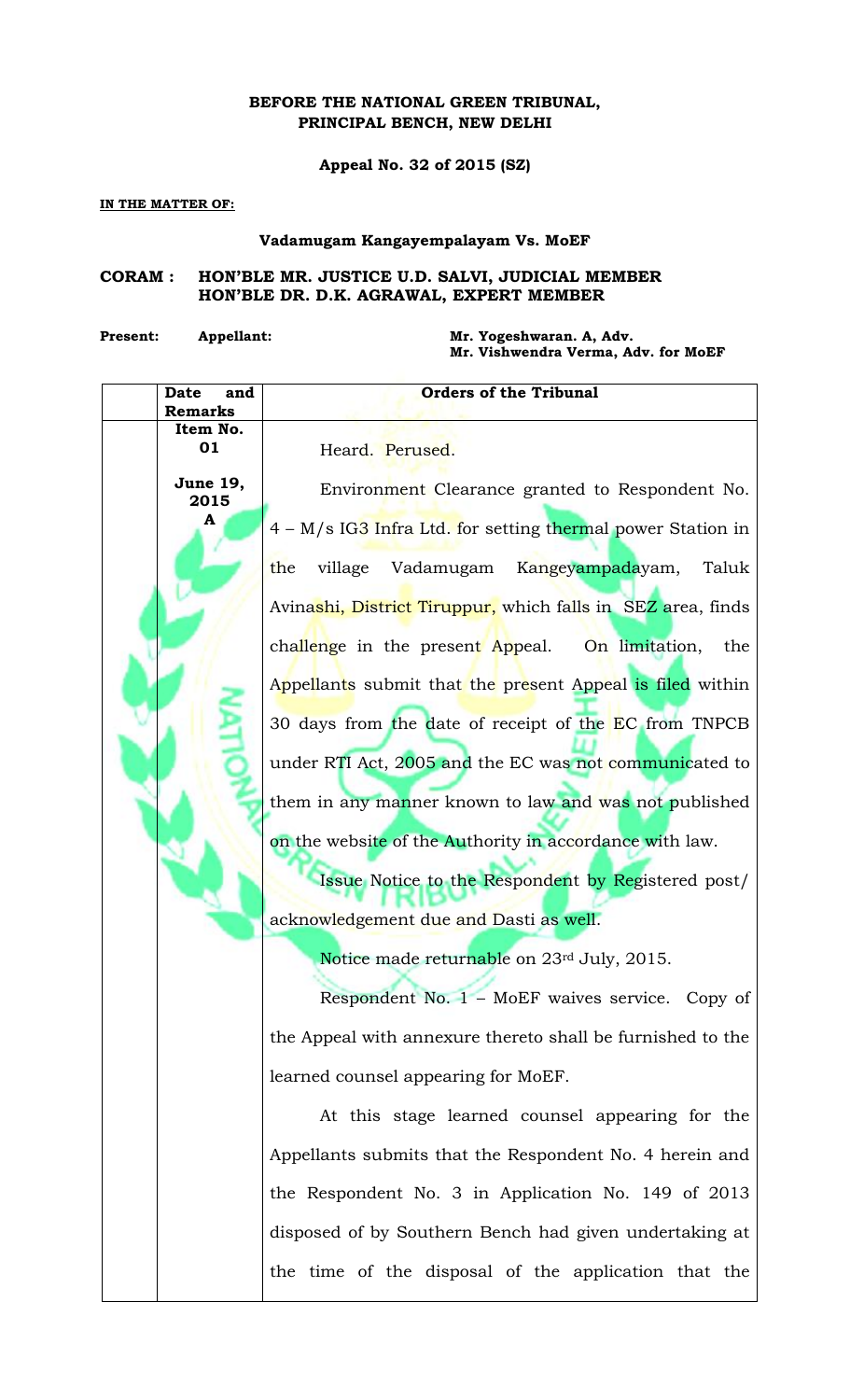**BEFORE THE NATIONAL GREEN TRIBUNAL,**
**PRINCIPAL BENCH, NEW DELHI**

**Appeal No. 32 of 2015 (SZ)**

**IN THE MATTER OF:**

**Vadamugam Kangayempalayam Vs. MoEF**

**CORAM : HON'BLE MR. JUSTICE U.D. SALVI, JUDICIAL MEMBER**
**HON'BLE DR. D.K. AGRAWAL, EXPERT MEMBER**

**Present: Appellant:** **Mr. Yogeshwaran. A, Adv.**
**Mr. Vishwendra Verma, Adv. for MoEF**

| | Date and Remarks | Orders of the Tribunal |
|---|---|---|
| | **Item No. 01**<br><br>**June 19, 2015**<br>**A** | Heard. Perused.<br><br>Environment Clearance granted to Respondent No. 4 – M/s IG3 Infra Ltd. for setting thermal power Station in the village Vadamugam Kangeyampadayam, Taluk Avinashi, District Tiruppur, which falls in SEZ area, finds challenge in the present Appeal. On limitation, the Appellants submit that the present Appeal is filed within 30 days from the date of receipt of the EC from TNPCB under RTI Act, 2005 and the EC was not communicated to them in any manner known to law and was not published on the website of the Authority in accordance with law.<br><br>Issue Notice to the Respondent by Registered post/ acknowledgement due and Dasti as well.<br><br>Notice made returnable on 23rd July, 2015.<br><br>Respondent No. 1 – MoEF waives service. Copy of the Appeal with annexure thereto shall be furnished to the learned counsel appearing for MoEF.<br><br>At this stage learned counsel appearing for the Appellants submits that the Respondent No. 4 herein and the Respondent No. 3 in Application No. 149 of 2013 disposed of by Southern Bench had given undertaking at the time of the disposal of the application that the |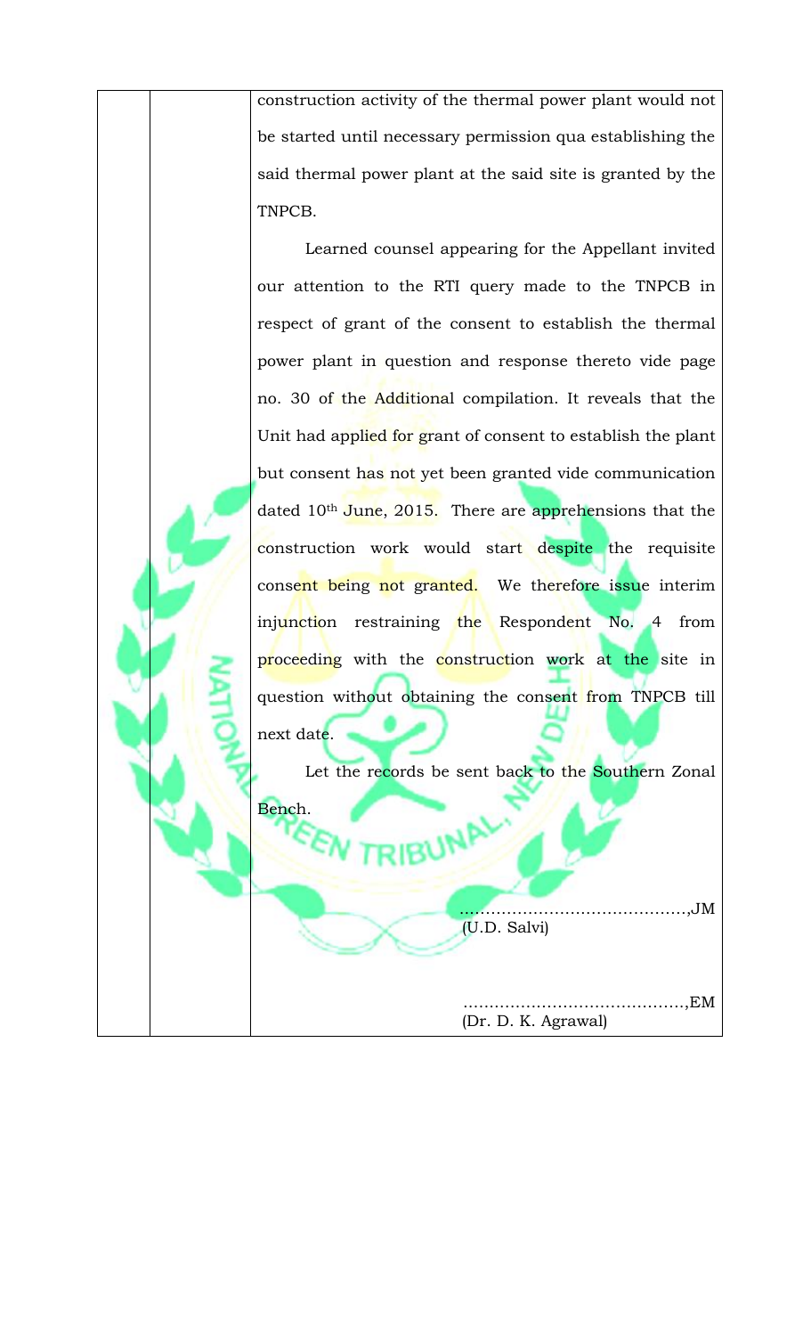construction activity of the thermal power plant would not be started until necessary permission qua establishing the said thermal power plant at the said site is granted by the TNPCB.

Learned counsel appearing for the Appellant invited our attention to the RTI query made to the TNPCB in respect of grant of the consent to establish the thermal power plant in question and response thereto vide page no. 30 of the Additional compilation. It reveals that the Unit had applied for grant of consent to establish the plant but consent has not yet been granted vide communication dated 10th June, 2015. There are apprehensions that the construction work would start despite the requisite consent being not granted. We therefore issue interim injunction restraining the Respondent No. 4 from proceeding with the construction work at the site in question without obtaining the consent from TNPCB till next date.

Let the records be sent back to the Southern Zonal Bench.

……………………………………,JM
(U.D. Salvi)

……………………………………,EM
(Dr. D. K. Agrawal)